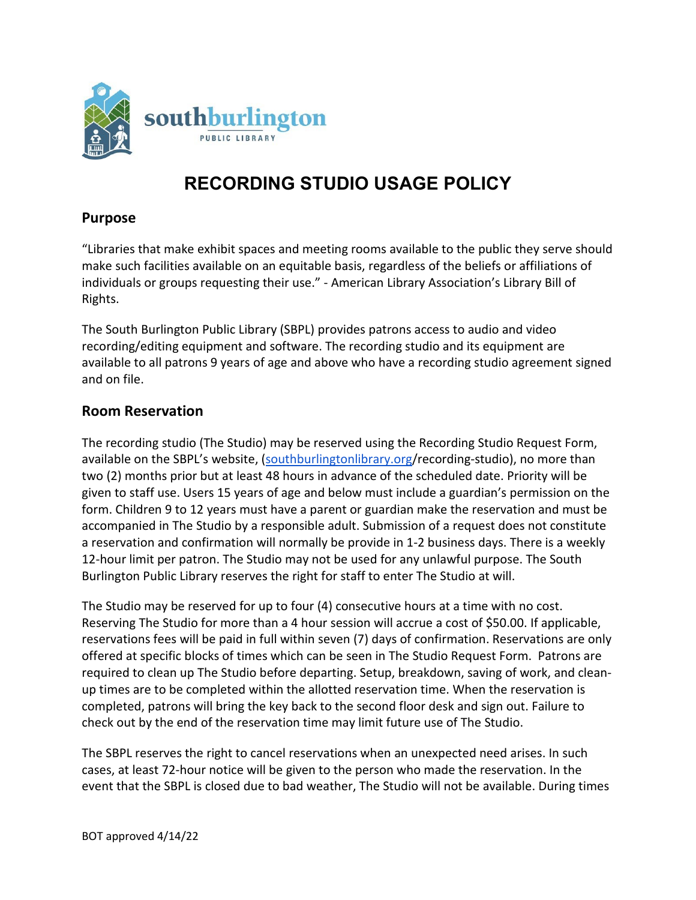southburlington PUBLIC LIBRARY

# RECORDING STUDIO USAGE POLICY

## Purpose

"Libraries that make exhibit spaces and meeting rooms available to the public they serve should make such facilities available on an equitable basis, regardless of the beliefs or affiliations of individuals or groups requesting their use." - American Library Association's Library Bill of Rights.

The South Burlington Public Library (SBPL) provides patrons access to audio and video recording/editing equipment and software. The recording studio and its equipment are available to all patrons 9 years of age and above who have a recording studio agreement signed and on file.

## Room Reservation

The recording studio (The Studio) may be reserved using the Recording Studio Request Form, available on the SBPL's website, (southburlingtonlibrary.org/recording-studio), no more than two (2) months prior but at least 48 hours in advance of the scheduled date. Priority will be given to staff use. Users 15 years of age and below must include a guardian's permission on the form. Children 9 to 12 years must have a parent or guardian make the reservation and must be accompanied in The Studio by a responsible adult. Submission of a request does not constitute a reservation and confirmation will normally be provide in 1-2 business days. There is a weekly 12-hour limit per patron. The Studio may not be used for any unlawful purpose. The South Burlington Public Library reserves the right for staff to enter The Studio at will.

The Studio may be reserved for up to four (4) consecutive hours at a time with no cost. Reserving The Studio for more than a 4 hour session will accrue a cost of $50.00. If applicable, reservations fees will be paid in full within seven (7) days of confirmation. Reservations are only offered at specific blocks of times which can be seen in The Studio Request Form. Patrons are required to clean up The Studio before departing. Setup, breakdown, saving of work, and clean-up times are to be completed within the allotted reservation time. When the reservation is completed, patrons will bring the key back to the second floor desk and sign out. Failure to check out by the end of the reservation time may limit future use of The Studio.

The SBPL reserves the right to cancel reservations when an unexpected need arises. In such cases, at least 72-hour notice will be given to the person who made the reservation. In the event that the SBPL is closed due to bad weather, The Studio will not be available. During times

BOT approved 4/14/22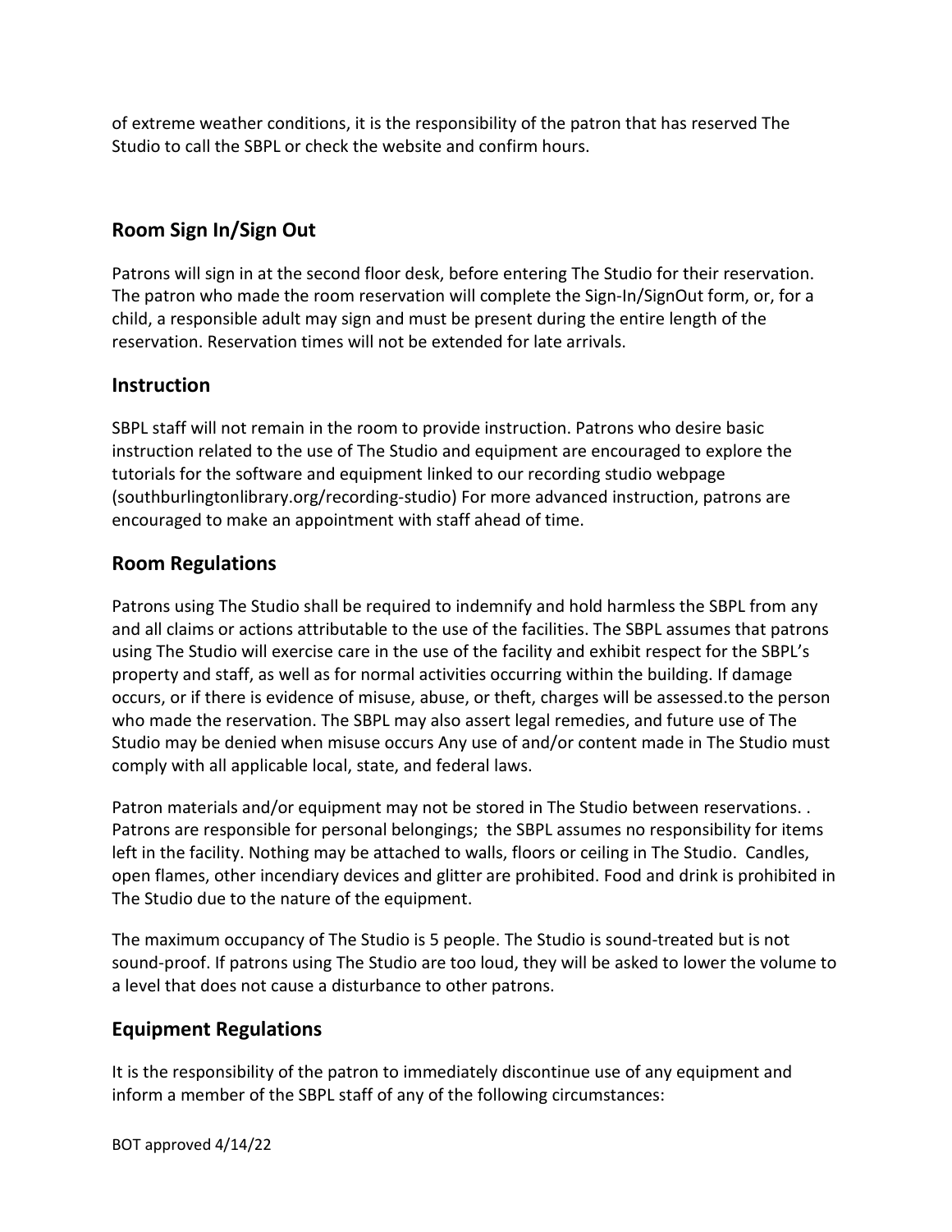of extreme weather conditions, it is the responsibility of the patron that has reserved The Studio to call the SBPL or check the website and confirm hours.

## Room Sign In/Sign Out

Patrons will sign in at the second floor desk, before entering The Studio for their reservation. The patron who made the room reservation will complete the Sign-In/SignOut form, or, for a child, a responsible adult may sign and must be present during the entire length of the reservation. Reservation times will not be extended for late arrivals.

## Instruction

SBPL staff will not remain in the room to provide instruction. Patrons who desire basic instruction related to the use of The Studio and equipment are encouraged to explore the tutorials for the software and equipment linked to our recording studio webpage (southburlingtonlibrary.org/recording-studio) For more advanced instruction, patrons are encouraged to make an appointment with staff ahead of time.

## Room Regulations

Patrons using The Studio shall be required to indemnify and hold harmless the SBPL from any and all claims or actions attributable to the use of the facilities. The SBPL assumes that patrons using The Studio will exercise care in the use of the facility and exhibit respect for the SBPL's property and staff, as well as for normal activities occurring within the building. If damage occurs, or if there is evidence of misuse, abuse, or theft, charges will be assessed.to the person who made the reservation. The SBPL may also assert legal remedies, and future use of The Studio may be denied when misuse occurs Any use of and/or content made in The Studio must comply with all applicable local, state, and federal laws.

Patron materials and/or equipment may not be stored in The Studio between reservations. . Patrons are responsible for personal belongings; the SBPL assumes no responsibility for items left in the facility. Nothing may be attached to walls, floors or ceiling in The Studio. Candles, open flames, other incendiary devices and glitter are prohibited. Food and drink is prohibited in The Studio due to the nature of the equipment.

The maximum occupancy of The Studio is 5 people. The Studio is sound-treated but is not sound-proof. If patrons using The Studio are too loud, they will be asked to lower the volume to a level that does not cause a disturbance to other patrons.

## Equipment Regulations

It is the responsibility of the patron to immediately discontinue use of any equipment and inform a member of the SBPL staff of any of the following circumstances:

BOT approved 4/14/22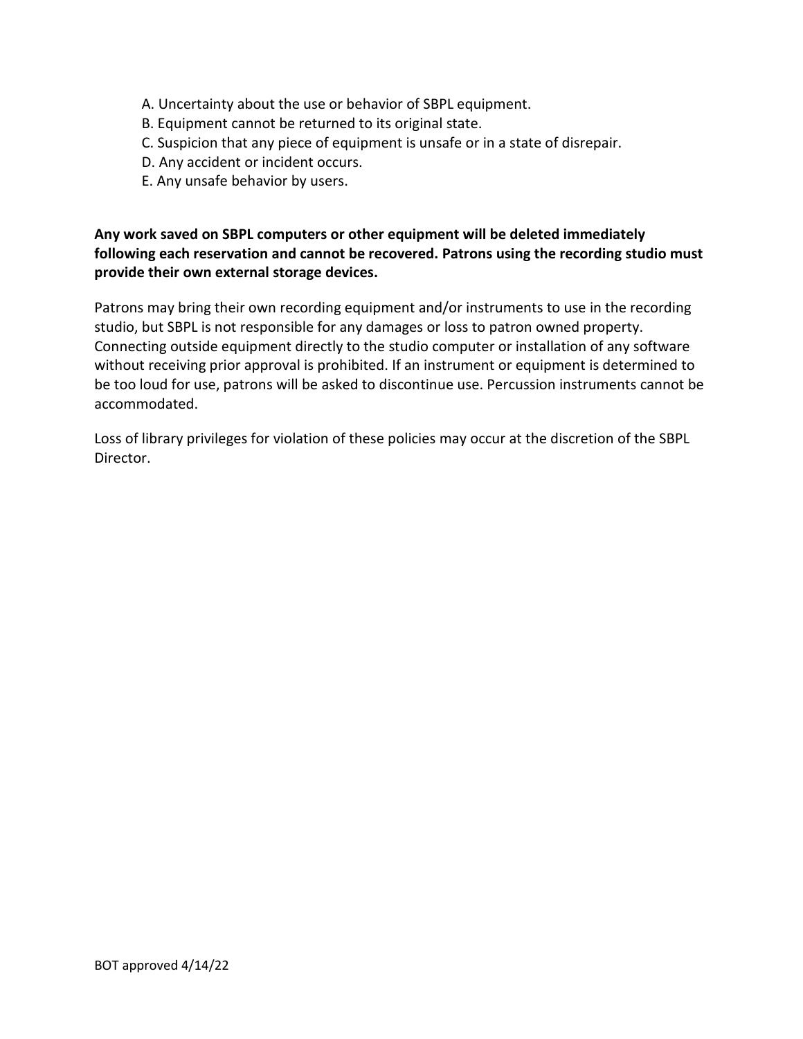A. Uncertainty about the use or behavior of SBPL equipment.
B. Equipment cannot be returned to its original state.
C. Suspicion that any piece of equipment is unsafe or in a state of disrepair.
D. Any accident or incident occurs.
E. Any unsafe behavior by users.

**Any work saved on SBPL computers or other equipment will be deleted immediately following each reservation and cannot be recovered. Patrons using the recording studio must provide their own external storage devices.**

Patrons may bring their own recording equipment and/or instruments to use in the recording studio, but SBPL is not responsible for any damages or loss to patron owned property. Connecting outside equipment directly to the studio computer or installation of any software without receiving prior approval is prohibited. If an instrument or equipment is determined to be too loud for use, patrons will be asked to discontinue use. Percussion instruments cannot be accommodated.

Loss of library privileges for violation of these policies may occur at the discretion of the SBPL Director.

BOT approved 4/14/22